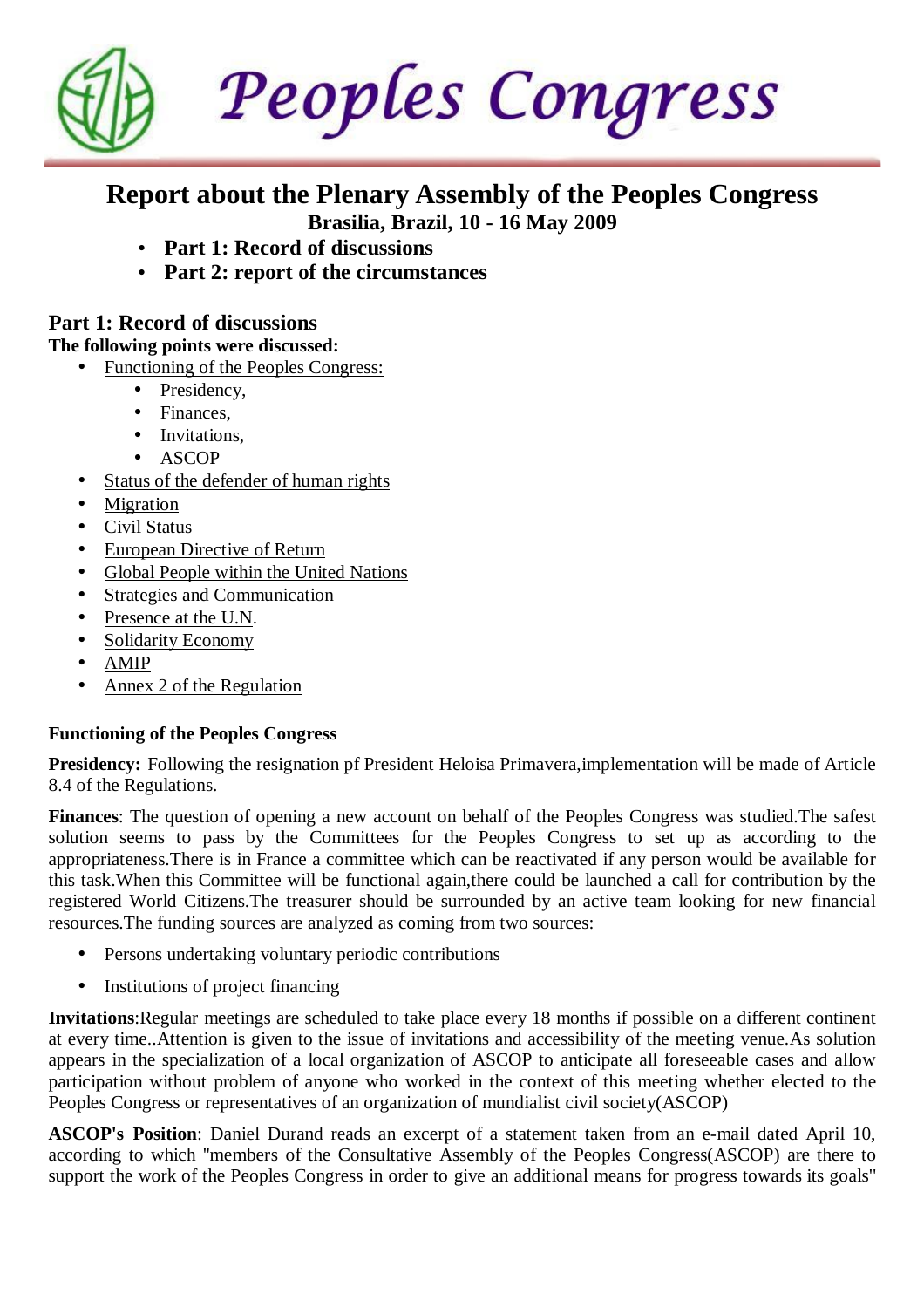# Peoples Congress

## Report about the Plenary Assembly of the Peoples Congress

**Brasilia, Brazil, 10 - 16 May 2009**

- **Part 1: Record of discussions**
- **Part 2: report of the circumstances**

## Part 1: Record of discussions

**The following points were discussed:**

- Functioning of the Peoples Congress:
  - Presidency,
  - Finances,
  - Invitations,
  - ASCOP
- Status of the defender of human rights
- Migration
- Civil Status
- European Directive of Return
- Global People within the United Nations
- Strategies and Communication
- Presence at the U.N.
- Solidarity Economy
- AMIP
- Annex 2 of the Regulation

### Functioning of the Peoples Congress

**Presidency:** Following the resignation pf President Heloisa Primavera,implementation will be made of Article 8.4 of the Regulations.

**Finances**: The question of opening a new account on behalf of the Peoples Congress was studied.The safest solution seems to pass by the Committees for the Peoples Congress to set up as according to the appropriateness.There is in France a committee which can be reactivated if any person would be available for this task.When this Committee will be functional again,there could be launched a call for contribution by the registered World Citizens.The treasurer should be surrounded by an active team looking for new financial resources.The funding sources are analyzed as coming from two sources:

- Persons undertaking voluntary periodic contributions
- Institutions of project financing

**Invitations**:Regular meetings are scheduled to take place every 18 months if possible on a different continent at every time..Attention is given to the issue of invitations and accessibility of the meeting venue.As solution appears in the specialization of a local organization of ASCOP to anticipate all foreseeable cases and allow participation without problem of anyone who worked in the context of this meeting whether elected to the Peoples Congress or representatives of an organization of mundialist civil society(ASCOP)

**ASCOP's Position**: Daniel Durand reads an excerpt of a statement taken from an e-mail dated April 10, according to which "members of the Consultative Assembly of the Peoples Congress(ASCOP) are there to support the work of the Peoples Congress in order to give an additional means for progress towards its goals"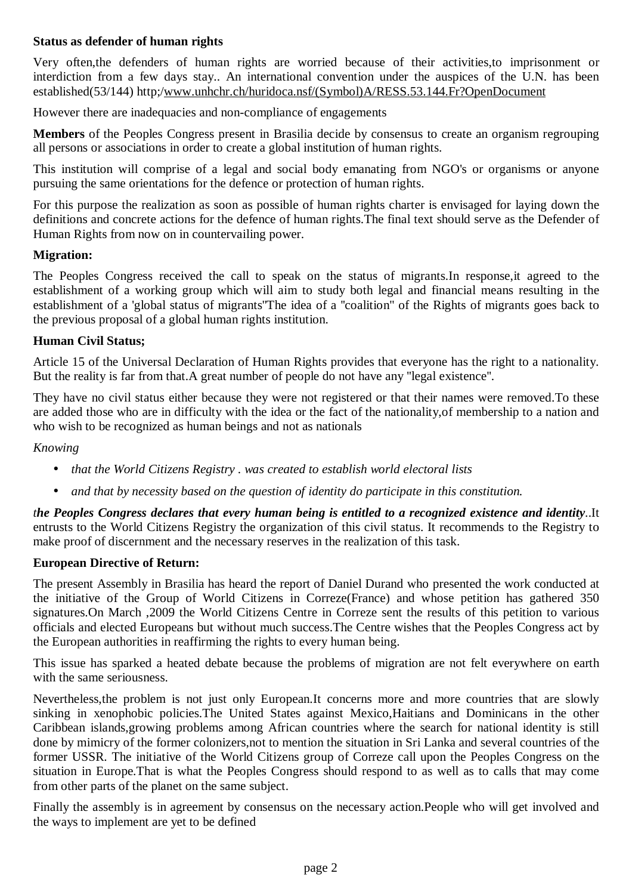**Status as defender of human rights**

Very often,the defenders of human rights are worried because of their activities,to imprisonment or interdiction from a few days stay.. An international convention under the auspices of the U.N. has been established(53/144) http;/www.unhchr.ch/huridoca.nsf/(Symbol)A/RESS.53.144.Fr?OpenDocument

However there are inadequacies and non-compliance of engagements

**Members** of the Peoples Congress present in Brasilia decide by consensus to create an organism regrouping all persons or associations in order to create a global institution of human rights.

This institution will comprise of a legal and social body emanating from NGO's or organisms or anyone pursuing the same orientations for the defence or protection of human rights.

For this purpose the realization as soon as possible of human rights charter is envisaged for laying down the definitions and concrete actions for the defence of human rights.The final text should serve as the Defender of Human Rights from now on in countervailing power.

**Migration:**

The Peoples Congress received the call to speak on the status of migrants.In response,it agreed to the establishment of a working group which will aim to study both legal and financial means resulting in the establishment of a 'global status of migrants''The idea of a "coalition" of the Rights of migrants goes back to the previous proposal of a global human rights institution.

**Human Civil Status;**

Article 15 of the Universal Declaration of Human Rights provides that everyone has the right to a nationality. But the reality is far from that.A great number of people do not have any "legal existence".

They have no civil status either because they were not registered or that their names were removed.To these are added those who are in difficulty with the idea or the fact of the nationality,of membership to a nation and who wish to be recognized as human beings and not as nationals

*Knowing*

- *that the World Citizens Registry . was created to establish world electoral lists*
- *and that by necessity based on the question of identity do participate in this constitution.*

*t**he Peoples Congress declares that every human being is entitled to a recognized existence and identity***..It entrusts to the World Citizens Registry the organization of this civil status. It recommends to the Registry to make proof of discernment and the necessary reserves in the realization of this task.

**European Directive of Return:**

The present Assembly in Brasilia has heard the report of Daniel Durand who presented the work conducted at the initiative of the Group of World Citizens in Correze(France) and whose petition has gathered 350 signatures.On March ,2009 the World Citizens Centre in Correze sent the results of this petition to various officials and elected Europeans but without much success.The Centre wishes that the Peoples Congress act by the European authorities in reaffirming the rights to every human being.

This issue has sparked a heated debate because the problems of migration are not felt everywhere on earth with the same seriousness.

Nevertheless,the problem is not just only European.It concerns more and more countries that are slowly sinking in xenophobic policies.The United States against Mexico,Haitians and Dominicans in the other Caribbean islands,growing problems among African countries where the search for national identity is still done by mimicry of the former colonizers,not to mention the situation in Sri Lanka and several countries of the former USSR. The initiative of the World Citizens group of Correze call upon the Peoples Congress on the situation in Europe.That is what the Peoples Congress should respond to as well as to calls that may come from other parts of the planet on the same subject.

Finally the assembly is in agreement by consensus on the necessary action.People who will get involved and the ways to implement are yet to be defined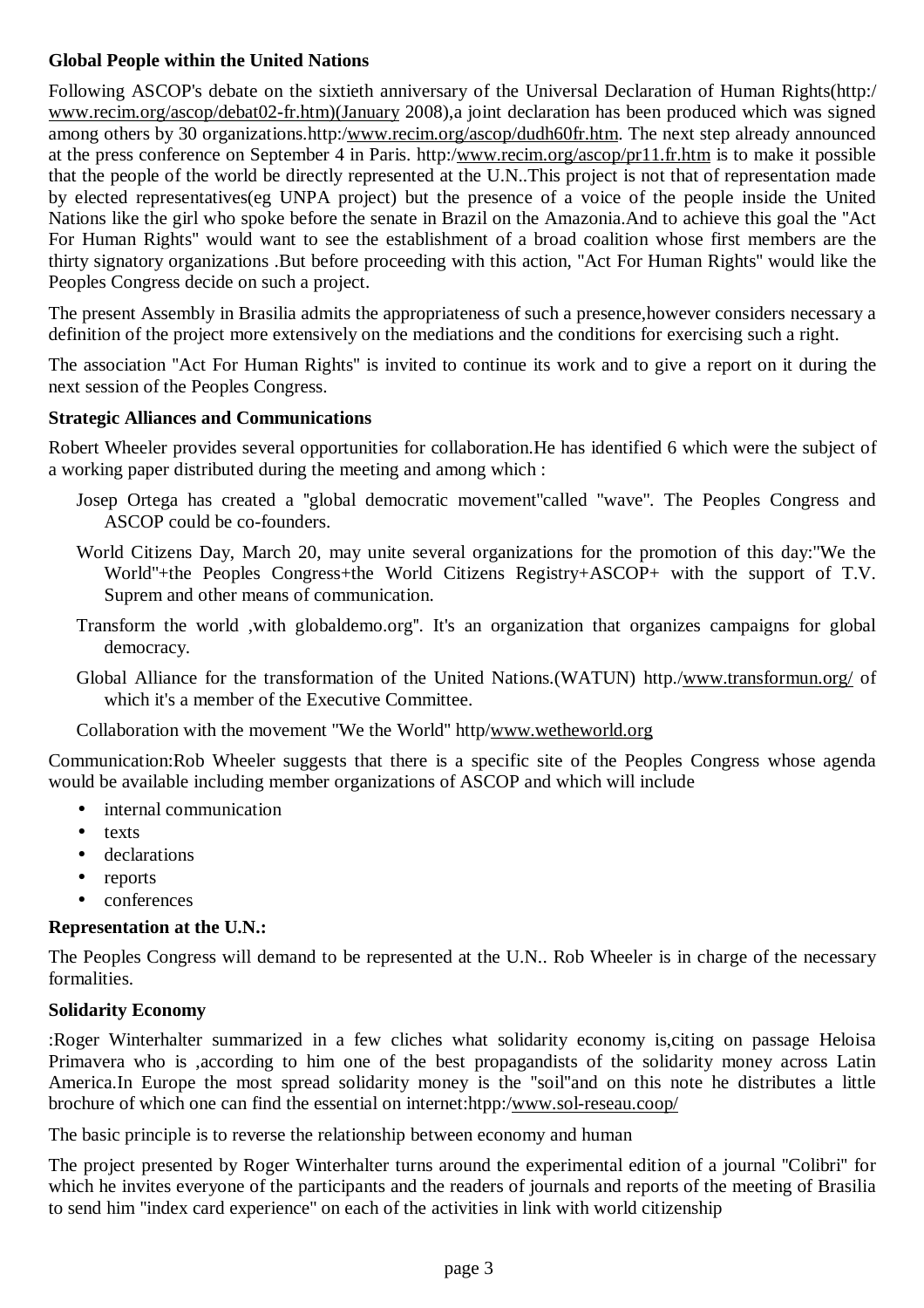**Global People within the United Nations**

Following ASCOP's debate on the sixtieth anniversary of the Universal Declaration of Human Rights(http:/www.recim.org/ascop/debat02-fr.htm)(January 2008),a joint declaration has been produced which was signed among others by 30 organizations.http:/www.recim.org/ascop/dudh60fr.htm. The next step already announced at the press conference on September 4 in Paris. http:/www.recim.org/ascop/pr11.fr.htm is to make it possible that the people of the world be directly represented at the U.N..This project is not that of representation made by elected representatives(eg UNPA project) but the presence of a voice of the people inside the United Nations like the girl who spoke before the senate in Brazil on the Amazonia.And to achieve this goal the "Act For Human Rights" would want to see the establishment of a broad coalition whose first members are the thirty signatory organizations .But before proceeding with this action, "Act For Human Rights" would like the Peoples Congress decide on such a project.

The present Assembly in Brasilia admits the appropriateness of such a presence,however considers necessary a definition of the project more extensively on the mediations and the conditions for exercising such a right.

The association "Act For Human Rights" is invited to continue its work and to give a report on it during the next session of the Peoples Congress.

**Strategic Alliances and Communications**

Robert Wheeler provides several opportunities for collaboration.He has identified 6 which were the subject of a working paper distributed during the meeting and among which :

Josep Ortega has created a "global democratic movement"called "wave". The Peoples Congress and ASCOP could be co-founders.

World Citizens Day, March 20, may unite several organizations for the promotion of this day:"We the World"+the Peoples Congress+the World Citizens Registry+ASCOP+ with the support of T.V. Suprem and other means of communication.

Transform the world ,with globaldemo.org". It's an organization that organizes campaigns for global democracy.

Global Alliance for the transformation of the United Nations.(WATUN) http./www.transformun.org/ of which it's a member of the Executive Committee.

Collaboration with the movement "We the World" http/www.wetheworld.org

Communication:Rob Wheeler suggests that there is a specific site of the Peoples Congress whose agenda would be available including member organizations of ASCOP and which will include

- internal communication
- texts
- declarations
- reports
- conferences

**Representation at the U.N.:**

The Peoples Congress will demand to be represented at the U.N.. Rob Wheeler is in charge of the necessary formalities.

**Solidarity Economy**

:Roger Winterhalter summarized in a few cliches what solidarity economy is,citing on passage Heloisa Primavera who is ,according to him one of the best propagandists of the solidarity money across Latin America.In Europe the most spread solidarity money is the "soil"and on this note he distributes a little brochure of which one can find the essential on internet:htpp:/www.sol-reseau.coop/

The basic principle is to reverse the relationship between economy and human

The project presented by Roger Winterhalter turns around the experimental edition of a journal "Colibri" for which he invites everyone of the participants and the readers of journals and reports of the meeting of Brasilia to send him "index card experience" on each of the activities in link with world citizenship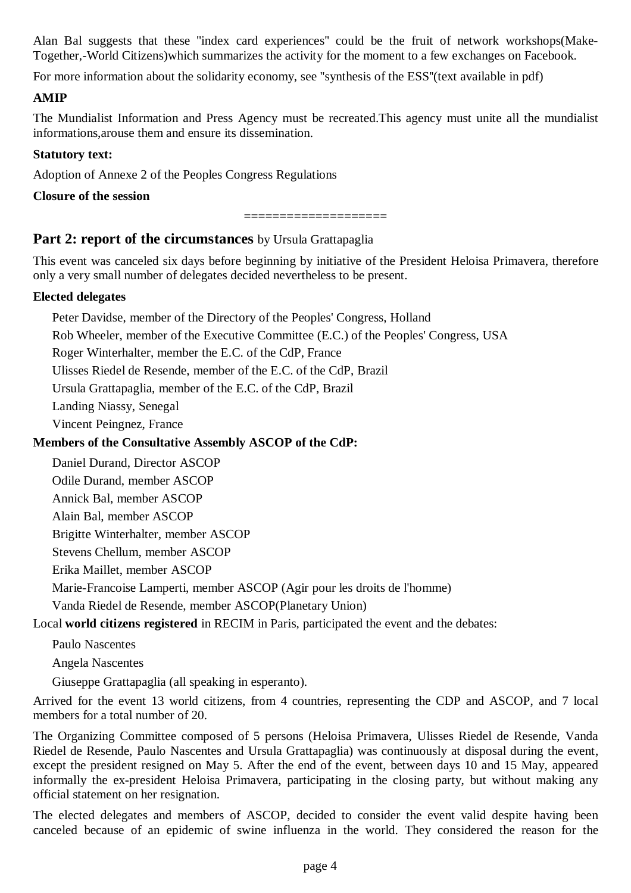Alan Bal suggests that these "index card experiences" could be the fruit of network workshops(Make-Together,-World Citizens)which summarizes the activity for the moment to a few exchanges on Facebook.

For more information about the solidarity economy, see "synthesis of the ESS"(text available in pdf)

**AMIP**

The Mundialist Information and Press Agency must be recreated.This agency must unite all the mundialist informations,arouse them and ensure its dissemination.

**Statutory text:**

Adoption of Annexe 2 of the Peoples Congress Regulations

**Closure of the session**

===================

## Part 2: report of the circumstances by Ursula Grattapaglia

This event was canceled six days before beginning by initiative of the President Heloisa Primavera, therefore only a very small number of delegates decided nevertheless to be present.

**Elected delegates**

Peter Davidse, member of the Directory of the Peoples' Congress, Holland

Rob Wheeler, member of the Executive Committee (E.C.) of the Peoples' Congress, USA

Roger Winterhalter, member the E.C. of the CdP, France

Ulisses Riedel de Resende, member of the E.C. of the CdP, Brazil

Ursula Grattapaglia, member of the E.C. of the CdP, Brazil

Landing Niassy, Senegal

Vincent Peingnez, France

**Members of the Consultative Assembly ASCOP of the CdP:**

Daniel Durand, Director ASCOP

Odile Durand, member ASCOP

Annick Bal, member ASCOP

Alain Bal, member ASCOP

Brigitte Winterhalter, member ASCOP

Stevens Chellum, member ASCOP

Erika Maillet, member ASCOP

Marie-Francoise Lamperti, member ASCOP (Agir pour les droits de l'homme)

Vanda Riedel de Resende, member ASCOP(Planetary Union)

Local **world citizens registered** in RECIM in Paris, participated the event and the debates:

Paulo Nascentes

Angela Nascentes

Giuseppe Grattapaglia (all speaking in esperanto).

Arrived for the event 13 world citizens, from 4 countries, representing the CDP and ASCOP, and 7 local members for a total number of 20.

The Organizing Committee composed of 5 persons (Heloisa Primavera, Ulisses Riedel de Resende, Vanda Riedel de Resende, Paulo Nascentes and Ursula Grattapaglia) was continuously at disposal during the event, except the president resigned on May 5. After the end of the event, between days 10 and 15 May, appeared informally the ex-president Heloisa Primavera, participating in the closing party, but without making any official statement on her resignation.

The elected delegates and members of ASCOP, decided to consider the event valid despite having been canceled because of an epidemic of swine influenza in the world. They considered the reason for the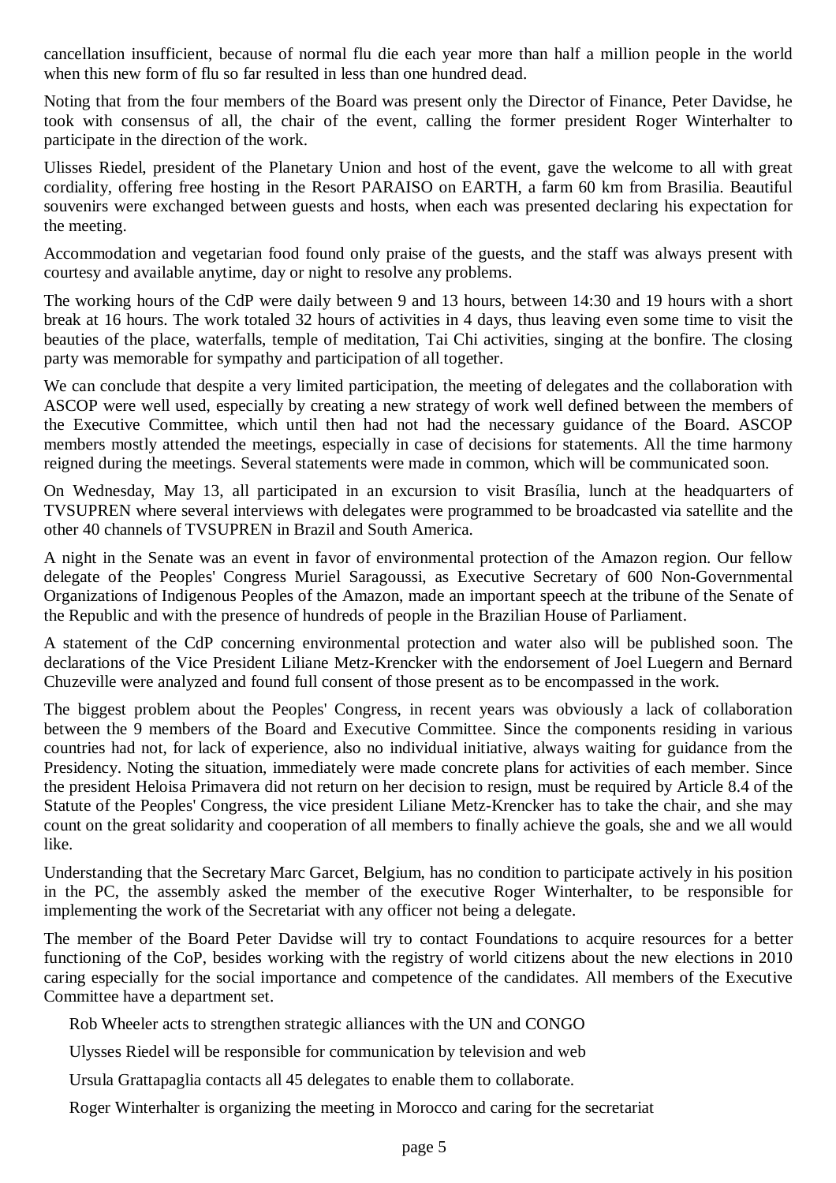cancellation insufficient, because of normal flu die each year more than half a million people in the world when this new form of flu so far resulted in less than one hundred dead.

Noting that from the four members of the Board was present only the Director of Finance, Peter Davidse, he took with consensus of all, the chair of the event, calling the former president Roger Winterhalter to participate in the direction of the work.

Ulisses Riedel, president of the Planetary Union and host of the event, gave the welcome to all with great cordiality, offering free hosting in the Resort PARAISO on EARTH, a farm 60 km from Brasilia. Beautiful souvenirs were exchanged between guests and hosts, when each was presented declaring his expectation for the meeting.

Accommodation and vegetarian food found only praise of the guests, and the staff was always present with courtesy and available anytime, day or night to resolve any problems.

The working hours of the CdP were daily between 9 and 13 hours, between 14:30 and 19 hours with a short break at 16 hours. The work totaled 32 hours of activities in 4 days, thus leaving even some time to visit the beauties of the place, waterfalls, temple of meditation, Tai Chi activities, singing at the bonfire. The closing party was memorable for sympathy and participation of all together.

We can conclude that despite a very limited participation, the meeting of delegates and the collaboration with ASCOP were well used, especially by creating a new strategy of work well defined between the members of the Executive Committee, which until then had not had the necessary guidance of the Board. ASCOP members mostly attended the meetings, especially in case of decisions for statements. All the time harmony reigned during the meetings. Several statements were made in common, which will be communicated soon.

On Wednesday, May 13, all participated in an excursion to visit Brasília, lunch at the headquarters of TVSUPREN where several interviews with delegates were programmed to be broadcasted via satellite and the other 40 channels of TVSUPREN in Brazil and South America.

A night in the Senate was an event in favor of environmental protection of the Amazon region. Our fellow delegate of the Peoples' Congress Muriel Saragoussi, as Executive Secretary of 600 Non-Governmental Organizations of Indigenous Peoples of the Amazon, made an important speech at the tribune of the Senate of the Republic and with the presence of hundreds of people in the Brazilian House of Parliament.

A statement of the CdP concerning environmental protection and water also will be published soon. The declarations of the Vice President Liliane Metz-Krencker with the endorsement of Joel Luegern and Bernard Chuzeville were analyzed and found full consent of those present as to be encompassed in the work.

The biggest problem about the Peoples' Congress, in recent years was obviously a lack of collaboration between the 9 members of the Board and Executive Committee. Since the components residing in various countries had not, for lack of experience, also no individual initiative, always waiting for guidance from the Presidency. Noting the situation, immediately were made concrete plans for activities of each member. Since the president Heloisa Primavera did not return on her decision to resign, must be required by Article 8.4 of the Statute of the Peoples' Congress, the vice president Liliane Metz-Krencker has to take the chair, and she may count on the great solidarity and cooperation of all members to finally achieve the goals, she and we all would like.

Understanding that the Secretary Marc Garcet, Belgium, has no condition to participate actively in his position in the PC, the assembly asked the member of the executive Roger Winterhalter, to be responsible for implementing the work of the Secretariat with any officer not being a delegate.

The member of the Board Peter Davidse will try to contact Foundations to acquire resources for a better functioning of the CoP, besides working with the registry of world citizens about the new elections in 2010 caring especially for the social importance and competence of the candidates. All members of the Executive Committee have a department set.

Rob Wheeler acts to strengthen strategic alliances with the UN and CONGO

Ulysses Riedel will be responsible for communication by television and web

Ursula Grattapaglia contacts all 45 delegates to enable them to collaborate.

Roger Winterhalter is organizing the meeting in Morocco and caring for the secretariat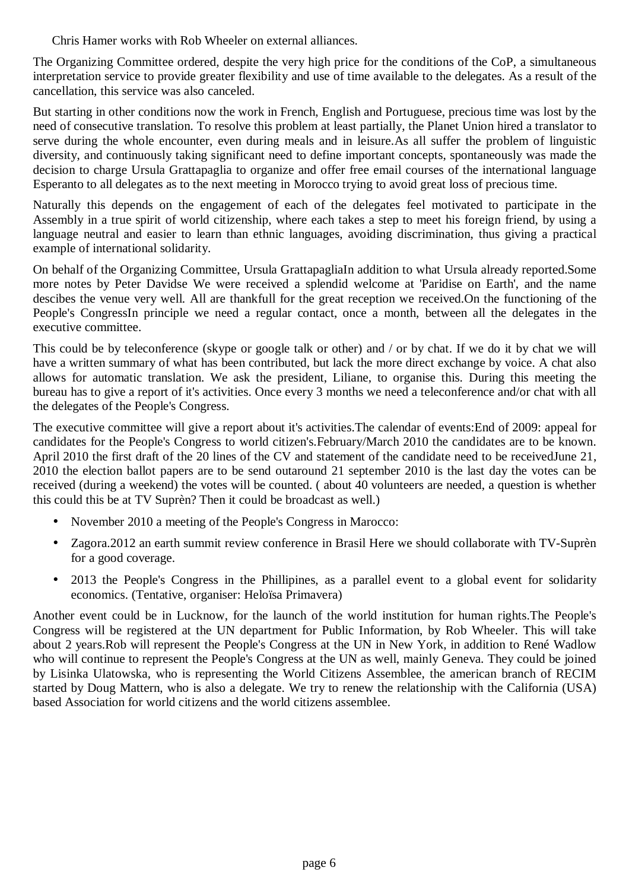Chris Hamer works with Rob Wheeler on external alliances.

The Organizing Committee ordered, despite the very high price for the conditions of the CoP, a simultaneous interpretation service to provide greater flexibility and use of time available to the delegates. As a result of the cancellation, this service was also canceled.

But starting in other conditions now the work in French, English and Portuguese, precious time was lost by the need of consecutive translation. To resolve this problem at least partially, the Planet Union hired a translator to serve during the whole encounter, even during meals and in leisure.As all suffer the problem of linguistic diversity, and continuously taking significant need to define important concepts, spontaneously was made the decision to charge Ursula Grattapaglia to organize and offer free email courses of the international language Esperanto to all delegates as to the next meeting in Morocco trying to avoid great loss of precious time.

Naturally this depends on the engagement of each of the delegates feel motivated to participate in the Assembly in a true spirit of world citizenship, where each takes a step to meet his foreign friend, by using a language neutral and easier to learn than ethnic languages, avoiding discrimination, thus giving a practical example of international solidarity.

On behalf of the Organizing Committee, Ursula GrattapagliaIn addition to what Ursula already reported.Some more notes by Peter Davidse We were received a splendid welcome at 'Paridise on Earth', and the name descibes the venue very well. All are thankfull for the great reception we received.On the functioning of the People's CongressIn principle we need a regular contact, once a month, between all the delegates in the executive committee.

This could be by teleconference (skype or google talk or other) and / or by chat. If we do it by chat we will have a written summary of what has been contributed, but lack the more direct exchange by voice. A chat also allows for automatic translation. We ask the president, Liliane, to organise this. During this meeting the bureau has to give a report of it's activities. Once every 3 months we need a teleconference and/or chat with all the delegates of the People's Congress.

The executive committee will give a report about it's activities.The calendar of events:End of 2009: appeal for candidates for the People's Congress to world citizen's.February/March 2010 the candidates are to be known. April 2010 the first draft of the 20 lines of the CV and statement of the candidate need to be receivedJune 21, 2010 the election ballot papers are to be send outaround 21 september 2010 is the last day the votes can be received (during a weekend) the votes will be counted. ( about 40 volunteers are needed, a question is whether this could this be at TV Suprèn? Then it could be broadcast as well.)

- November 2010 a meeting of the People's Congress in Marocco:
- Zagora.2012 an earth summit review conference in Brasil Here we should collaborate with TV-Suprèn for a good coverage.
- 2013 the People's Congress in the Phillipines, as a parallel event to a global event for solidarity economics. (Tentative, organiser: Heloïsa Primavera)

Another event could be in Lucknow, for the launch of the world institution for human rights.The People's Congress will be registered at the UN department for Public Information, by Rob Wheeler. This will take about 2 years.Rob will represent the People's Congress at the UN in New York, in addition to René Wadlow who will continue to represent the People's Congress at the UN as well, mainly Geneva. They could be joined by Lisinka Ulatowska, who is representing the World Citizens Assemblee, the american branch of RECIM started by Doug Mattern, who is also a delegate. We try to renew the relationship with the California (USA) based Association for world citizens and the world citizens assemblee.